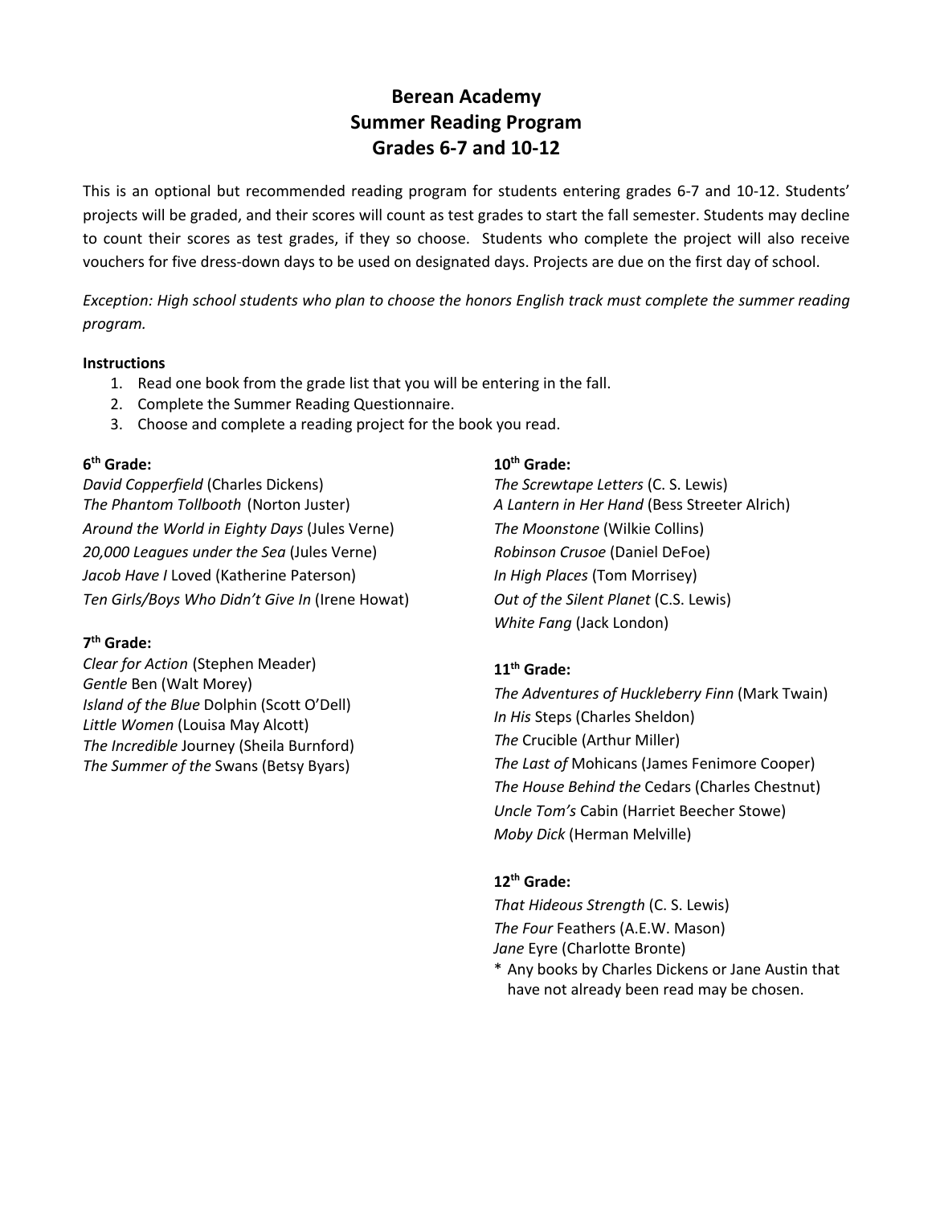# Berean Academy
# Summer Reading Program
# Grades 6-7 and 10-12

This is an optional but recommended reading program for students entering grades 6-7 and 10-12. Students' projects will be graded, and their scores will count as test grades to start the fall semester. Students may decline to count their scores as test grades, if they so choose. Students who complete the project will also receive vouchers for five dress-down days to be used on designated days. Projects are due on the first day of school.

*Exception: High school students who plan to choose the honors English track must complete the summer reading program.*

**Instructions**

1. Read one book from the grade list that you will be entering in the fall.
2. Complete the Summer Reading Questionnaire.
3. Choose and complete a reading project for the book you read.

**6th Grade:**

*David Copperfield* (Charles Dickens)
*The Phantom Tollbooth* (Norton Juster)
*Around the World in Eighty Days* (Jules Verne)
*20,000 Leagues under the Sea* (Jules Verne)
*Jacob Have I* Loved (Katherine Paterson)
*Ten Girls/Boys Who Didn't Give In* (Irene Howat)

**7th Grade:**

*Clear for Action* (Stephen Meader)
*Gentle* Ben (Walt Morey)
*Island of the Blue* Dolphin (Scott O'Dell)
*Little Women* (Louisa May Alcott)
*The Incredible* Journey (Sheila Burnford)
*The Summer of the* Swans (Betsy Byars)

**10th Grade:**

*The Screwtape Letters* (C. S. Lewis)
*A Lantern in Her Hand* (Bess Streeter Alrich)
*The Moonstone* (Wilkie Collins)
*Robinson Crusoe* (Daniel DeFoe)
*In High Places* (Tom Morrisey)
*Out of the Silent Planet* (C.S. Lewis)
*White Fang* (Jack London)

**11th Grade:**

*The Adventures of Huckleberry Finn* (Mark Twain)
*In His* Steps (Charles Sheldon)
*The* Crucible (Arthur Miller)
*The Last of* Mohicans (James Fenimore Cooper)
*The House Behind the* Cedars (Charles Chestnut)
*Uncle Tom's* Cabin (Harriet Beecher Stowe)
*Moby Dick* (Herman Melville)

**12th Grade:**

*That Hideous Strength* (C. S. Lewis)
*The Four* Feathers (A.E.W. Mason)
*Jane* Eyre (Charlotte Bronte)
* Any books by Charles Dickens or Jane Austin that have not already been read may be chosen.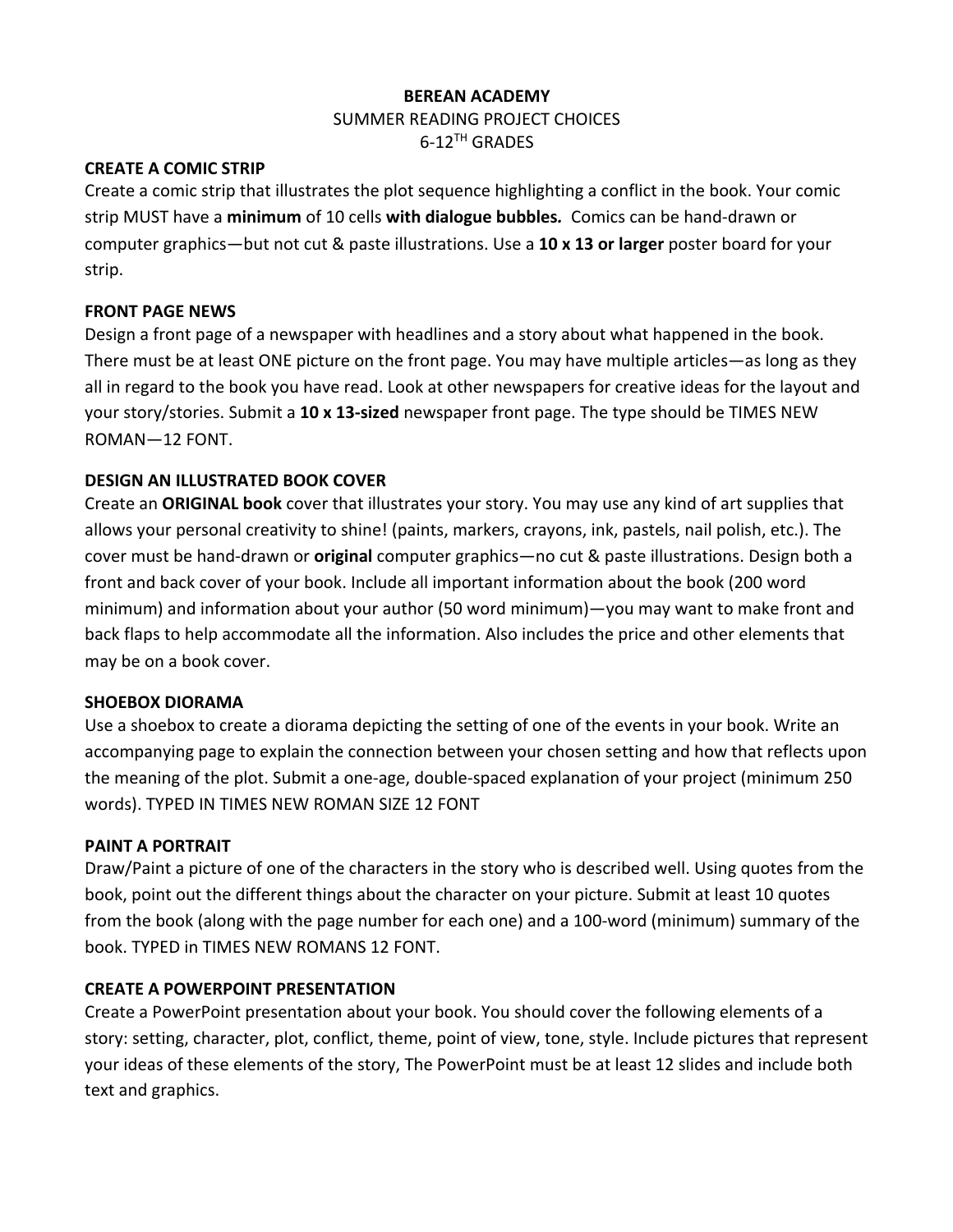**BEREAN ACADEMY**

SUMMER READING PROJECT CHOICES

6-12TH GRADES

**CREATE A COMIC STRIP**

Create a comic strip that illustrates the plot sequence highlighting a conflict in the book. Your comic strip MUST have a **minimum** of 10 cells **with dialogue bubbles.** Comics can be hand-drawn or computer graphics—but not cut & paste illustrations. Use a **10 x 13 or larger** poster board for your strip.

**FRONT PAGE NEWS**

Design a front page of a newspaper with headlines and a story about what happened in the book. There must be at least ONE picture on the front page. You may have multiple articles—as long as they all in regard to the book you have read. Look at other newspapers for creative ideas for the layout and your story/stories. Submit a **10 x 13-sized** newspaper front page. The type should be TIMES NEW ROMAN—12 FONT.

**DESIGN AN ILLUSTRATED BOOK COVER**

Create an **ORIGINAL book** cover that illustrates your story. You may use any kind of art supplies that allows your personal creativity to shine! (paints, markers, crayons, ink, pastels, nail polish, etc.). The cover must be hand-drawn or **original** computer graphics—no cut & paste illustrations. Design both a front and back cover of your book. Include all important information about the book (200 word minimum) and information about your author (50 word minimum)—you may want to make front and back flaps to help accommodate all the information. Also includes the price and other elements that may be on a book cover.

**SHOEBOX DIORAMA**

Use a shoebox to create a diorama depicting the setting of one of the events in your book. Write an accompanying page to explain the connection between your chosen setting and how that reflects upon the meaning of the plot. Submit a one-age, double-spaced explanation of your project (minimum 250 words). TYPED IN TIMES NEW ROMAN SIZE 12 FONT

**PAINT A PORTRAIT**

Draw/Paint a picture of one of the characters in the story who is described well. Using quotes from the book, point out the different things about the character on your picture. Submit at least 10 quotes from the book (along with the page number for each one) and a 100-word (minimum) summary of the book. TYPED in TIMES NEW ROMANS 12 FONT.

**CREATE A POWERPOINT PRESENTATION**

Create a PowerPoint presentation about your book. You should cover the following elements of a story: setting, character, plot, conflict, theme, point of view, tone, style. Include pictures that represent your ideas of these elements of the story, The PowerPoint must be at least 12 slides and include both text and graphics.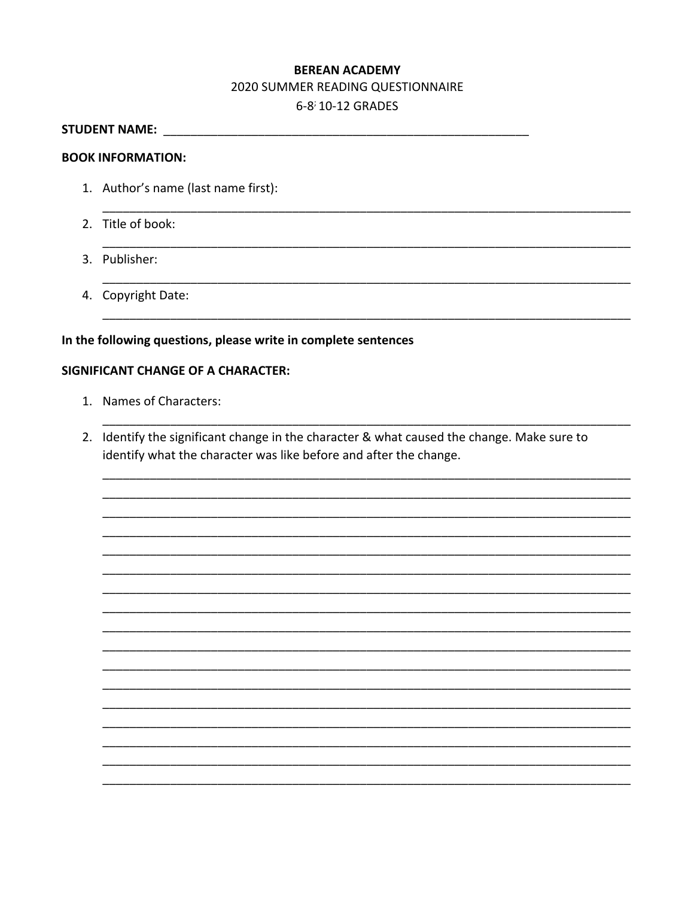**BEREAN ACADEMY**

2020 SUMMER READING QUESTIONNAIRE

6-8; 10-12 GRADES

**STUDENT NAME:** ______________________________________________________

**BOOK INFORMATION:**

1. Author's name (last name first):
   ________________________________________________________________________________
2. Title of book:
   ________________________________________________________________________________
3. Publisher:
   ________________________________________________________________________________
4. Copyright Date:
   ________________________________________________________________________________

**In the following questions, please write in complete sentences**

**SIGNIFICANT CHANGE OF A CHARACTER:**

1. Names of Characters:
   ________________________________________________________________________________
2. Identify the significant change in the character & what caused the change. Make sure to identify what the character was like before and after the change.
   ________________________________________________________________________________
   ________________________________________________________________________________
   ________________________________________________________________________________
   ________________________________________________________________________________
   ________________________________________________________________________________
   ________________________________________________________________________________
   ________________________________________________________________________________
   ________________________________________________________________________________
   ________________________________________________________________________________
   ________________________________________________________________________________
   ________________________________________________________________________________
   ________________________________________________________________________________
   ________________________________________________________________________________
   ________________________________________________________________________________
   ________________________________________________________________________________
   ________________________________________________________________________________
   ________________________________________________________________________________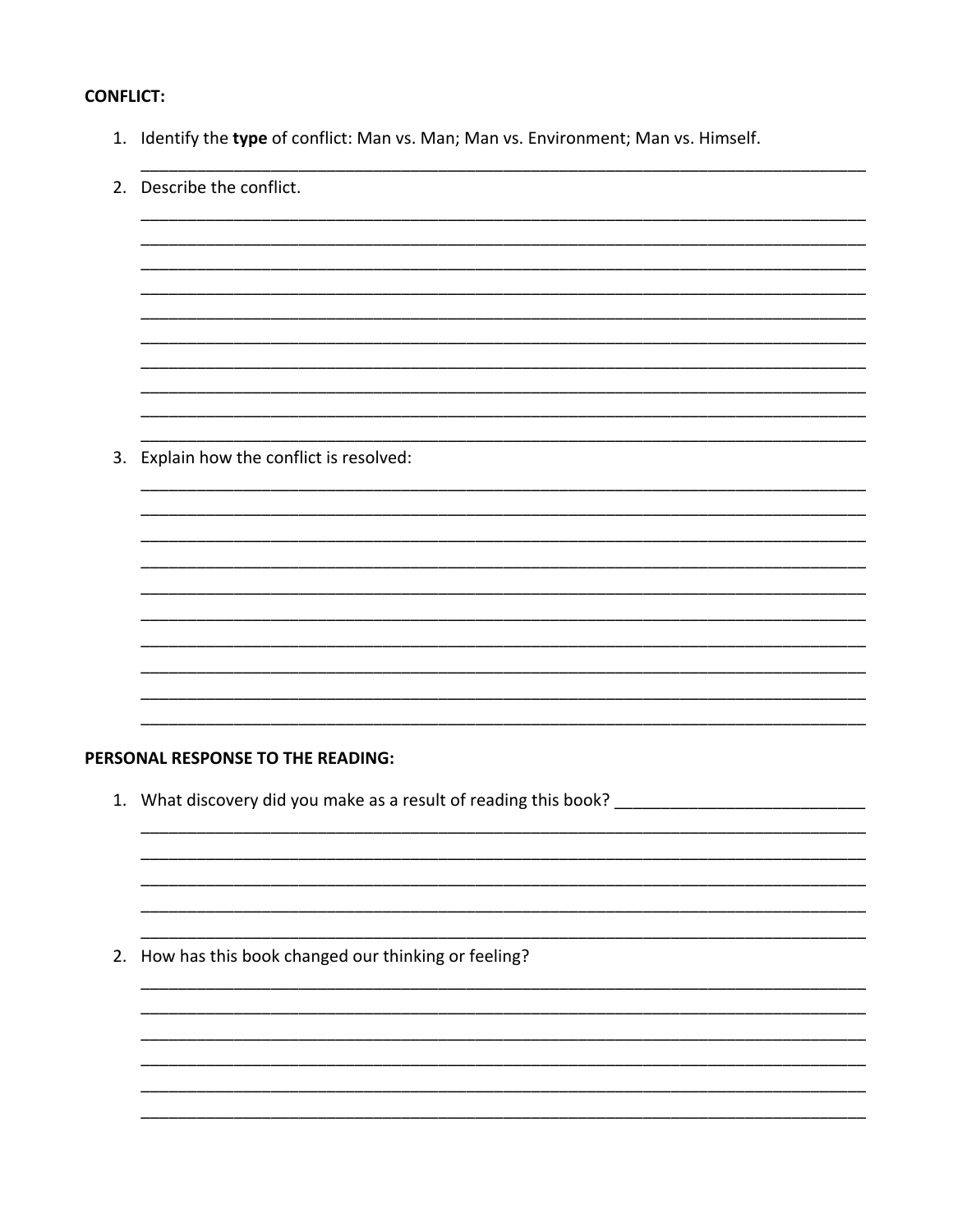**CONFLICT:**

1. Identify the **type** of conflict: Man vs. Man; Man vs. Environment; Man vs. Himself.
   ______________________________________________________________________________

2. Describe the conflict.
   ______________________________________________________________________________
   ______________________________________________________________________________
   ______________________________________________________________________________
   ______________________________________________________________________________
   ______________________________________________________________________________
   ______________________________________________________________________________
   ______________________________________________________________________________
   ______________________________________________________________________________
   ______________________________________________________________________________
   ______________________________________________________________________________

3. Explain how the conflict is resolved:
   ______________________________________________________________________________
   ______________________________________________________________________________
   ______________________________________________________________________________
   ______________________________________________________________________________
   ______________________________________________________________________________
   ______________________________________________________________________________
   ______________________________________________________________________________
   ______________________________________________________________________________
   ______________________________________________________________________________
   ______________________________________________________________________________

**PERSONAL RESPONSE TO THE READING:**

1. What discovery did you make as a result of reading this book? ___________________________
   ______________________________________________________________________________
   ______________________________________________________________________________
   ______________________________________________________________________________
   ______________________________________________________________________________
   ______________________________________________________________________________

2. How has this book changed our thinking or feeling?
   ______________________________________________________________________________
   ______________________________________________________________________________
   ______________________________________________________________________________
   ______________________________________________________________________________
   ______________________________________________________________________________
   ______________________________________________________________________________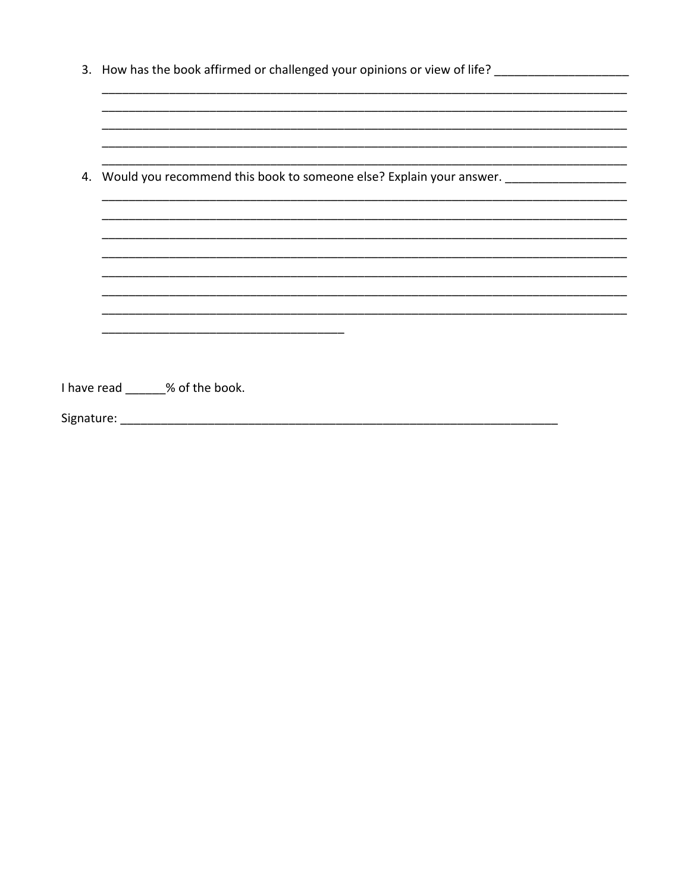3. How has the book affirmed or challenged your opinions or view of life? ____________________
   ________________________________________________________________________________
   ________________________________________________________________________________
   ________________________________________________________________________________
   ________________________________________________________________________________
   ________________________________________________________________________________

4. Would you recommend this book to someone else? Explain your answer. __________________
   ________________________________________________________________________________
   ________________________________________________________________________________
   ________________________________________________________________________________
   ________________________________________________________________________________
   ________________________________________________________________________________
   ________________________________________________________________________________
   ________________________________________________________________________________
   _____________________________________

I have read ______% of the book.

Signature: ____________________________________________________________________